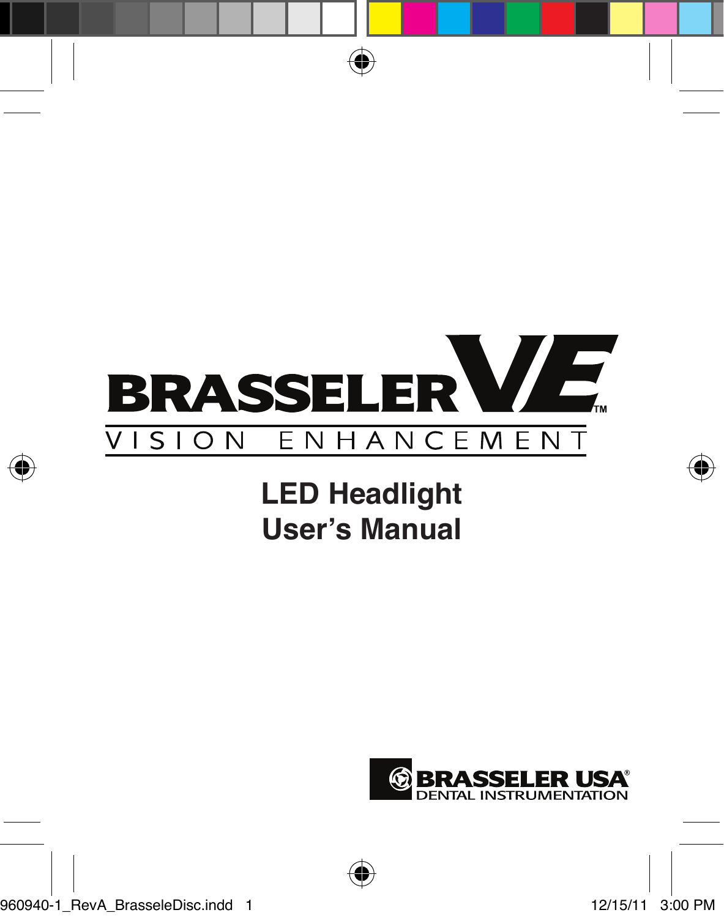BRASSELER VE™

VISION ENHANCEMENT

# LED Headlight
# User's Manual

BRASSELER USA®
DENTAL INSTRUMENTATION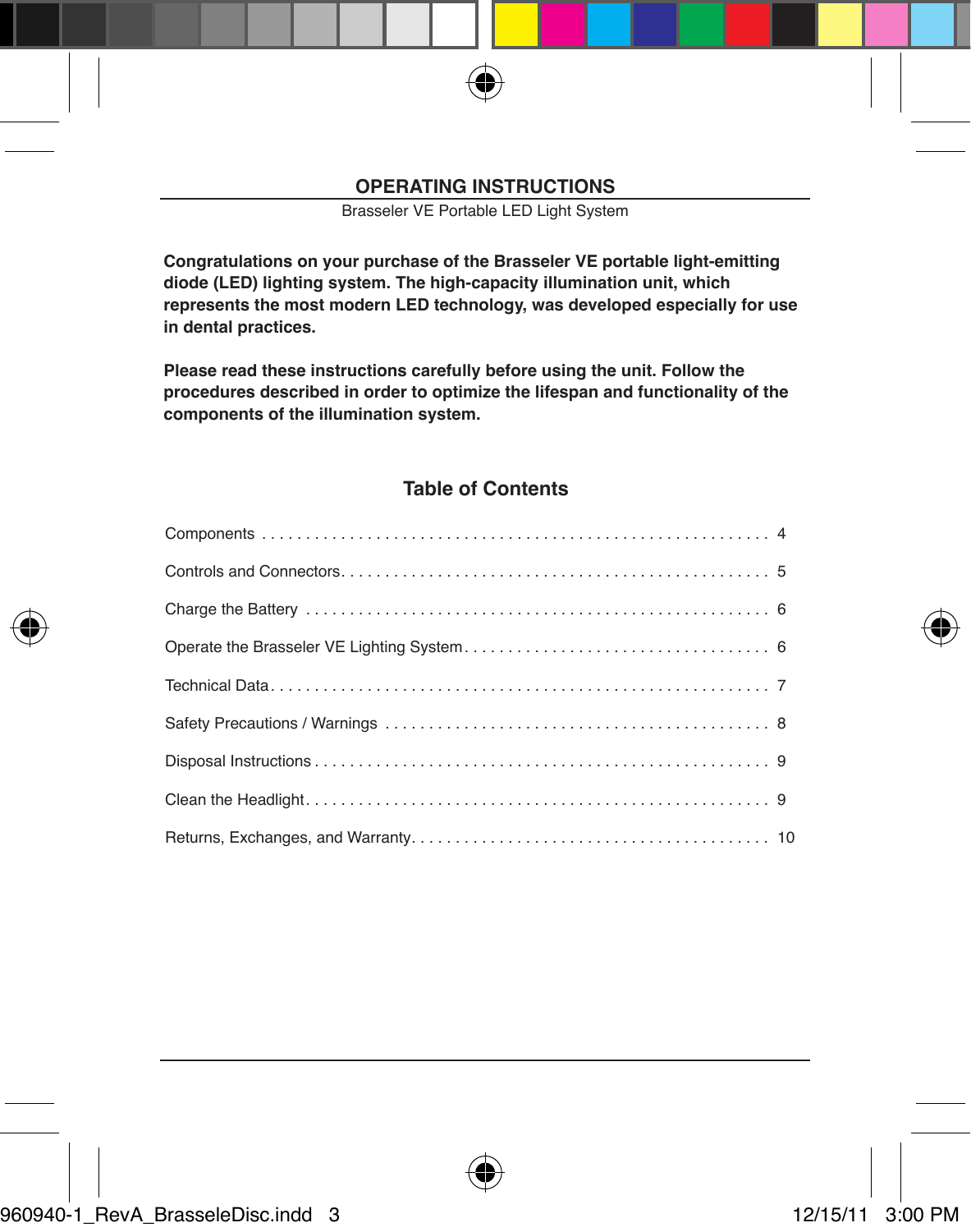# OPERATING INSTRUCTIONS

Brasseler VE Portable LED Light System

**Congratulations on your purchase of the Brasseler VE portable light-emitting diode (LED) lighting system. The high-capacity illumination unit, which represents the most modern LED technology, was developed especially for use in dental practices.**

**Please read these instructions carefully before using the unit. Follow the procedures described in order to optimize the lifespan and functionality of the components of the illumination system.**

## Table of Contents

| | |
|---|---|
| Components | 4 |
| Controls and Connectors | 5 |
| Charge the Battery | 6 |
| Operate the Brasseler VE Lighting System | 6 |
| Technical Data | 7 |
| Safety Precautions / Warnings | 8 |
| Disposal Instructions | 9 |
| Clean the Headlight | 9 |
| Returns, Exchanges, and Warranty | 10 |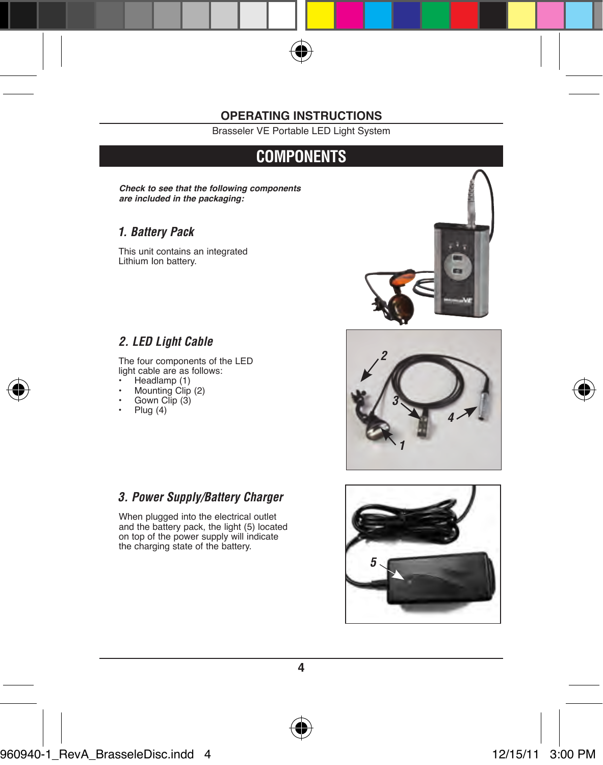## COMPONENTS

***Check to see that the following components are included in the packaging:***

### *1. Battery Pack*

This unit contains an integrated Lithium Ion battery.

### *2. LED Light Cable*

The four components of the LED light cable are as follows:

- Headlamp (1)
- Mounting Clip (2)
- Gown Clip (3)
- Plug (4)

### *3. Power Supply/Battery Charger*

When plugged into the electrical outlet and the battery pack, the light (5) located on top of the power supply will indicate the charging state of the battery.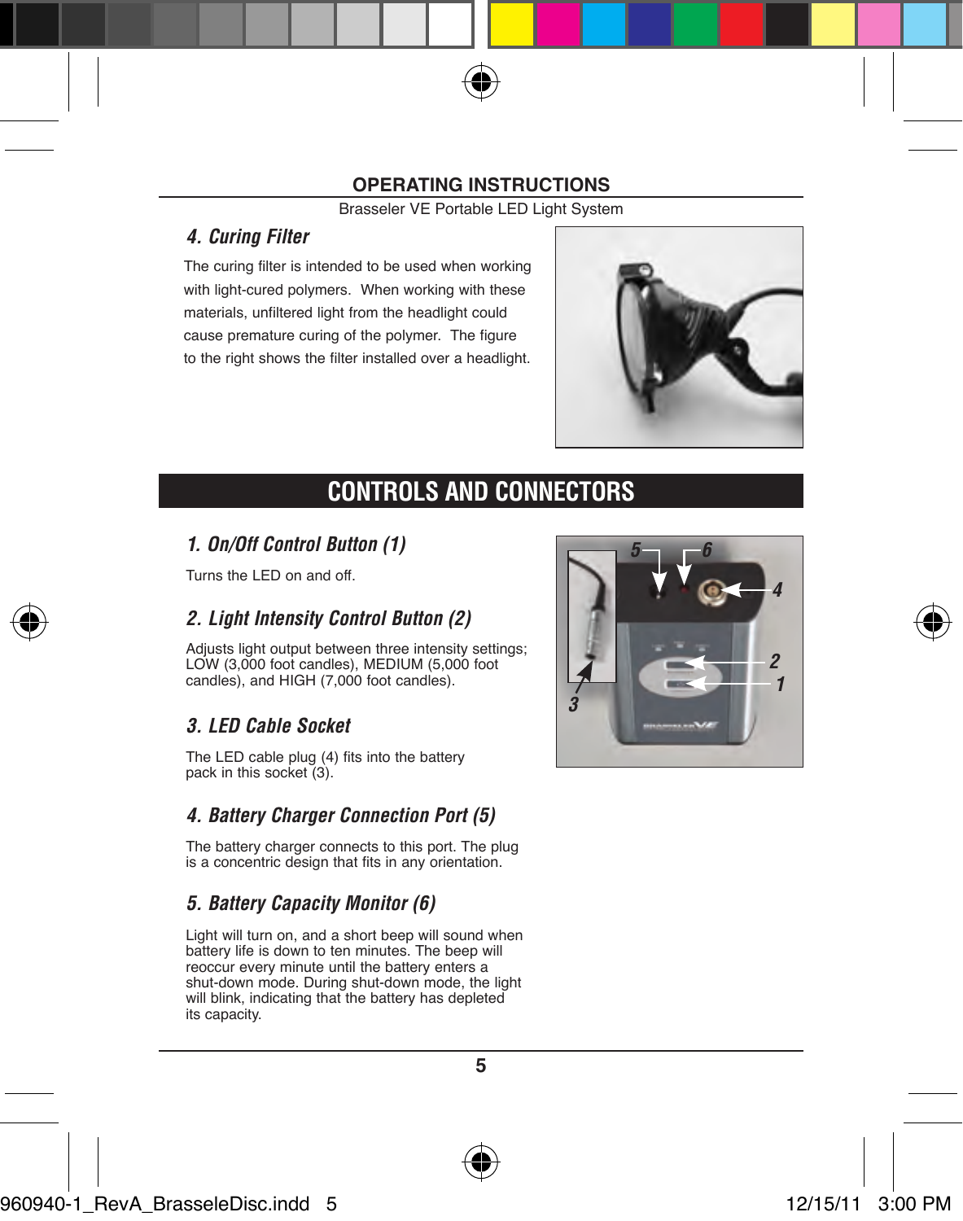## OPERATING INSTRUCTIONS

Brasseler VE Portable LED Light System

### 4. Curing Filter

The curing filter is intended to be used when working with light-cured polymers. When working with these materials, unfiltered light from the headlight could cause premature curing of the polymer. The figure to the right shows the filter installed over a headlight.

## CONTROLS AND CONNECTORS

### 1. On/Off Control Button (1)

Turns the LED on and off.

### 2. Light Intensity Control Button (2)

Adjusts light output between three intensity settings; LOW (3,000 foot candles), MEDIUM (5,000 foot candles), and HIGH (7,000 foot candles).

### 3. LED Cable Socket

The LED cable plug (4) fits into the battery pack in this socket (3).

### 4. Battery Charger Connection Port (5)

The battery charger connects to this port. The plug is a concentric design that fits in any orientation.

### 5. Battery Capacity Monitor (6)

Light will turn on, and a short beep will sound when battery life is down to ten minutes. The beep will reoccur every minute until the battery enters a shut-down mode. During shut-down mode, the light will blink, indicating that the battery has depleted its capacity.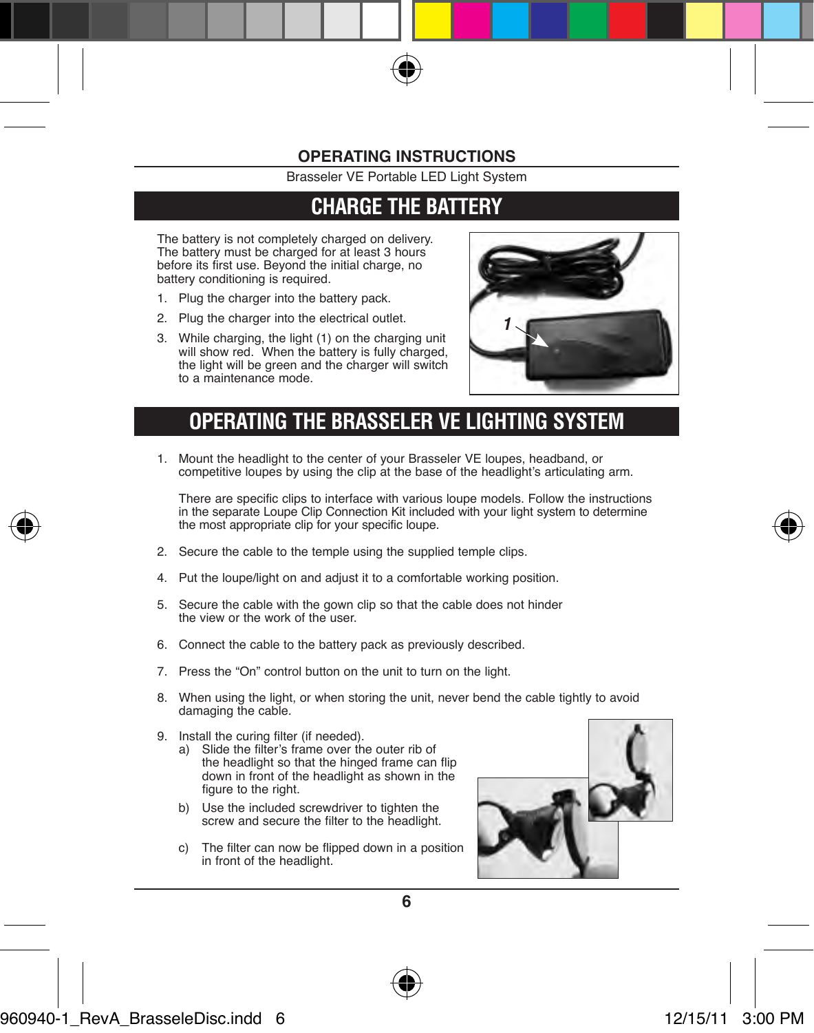## OPERATING INSTRUCTIONS

Brasseler VE Portable LED Light System

## CHARGE THE BATTERY

The battery is not completely charged on delivery. The battery must be charged for at least 3 hours before its first use. Beyond the initial charge, no battery conditioning is required.

1. Plug the charger into the battery pack.
2. Plug the charger into the electrical outlet.
3. While charging, the light (1) on the charging unit will show red. When the battery is fully charged, the light will be green and the charger will switch to a maintenance mode.

## OPERATING THE BRASSELER VE LIGHTING SYSTEM

1. Mount the headlight to the center of your Brasseler VE loupes, headband, or competitive loupes by using the clip at the base of the headlight's articulating arm.

   There are specific clips to interface with various loupe models. Follow the instructions in the separate Loupe Clip Connection Kit included with your light system to determine the most appropriate clip for your specific loupe.

2. Secure the cable to the temple using the supplied temple clips.

4. Put the loupe/light on and adjust it to a comfortable working position.

5. Secure the cable with the gown clip so that the cable does not hinder the view or the work of the user.

6. Connect the cable to the battery pack as previously described.

7. Press the "On" control button on the unit to turn on the light.

8. When using the light, or when storing the unit, never bend the cable tightly to avoid damaging the cable.

9. Install the curing filter (if needed).
   a) Slide the filter's frame over the outer rib of the headlight so that the hinged frame can flip down in front of the headlight as shown in the figure to the right.
   b) Use the included screwdriver to tighten the screw and secure the filter to the headlight.
   c) The filter can now be flipped down in a position in front of the headlight.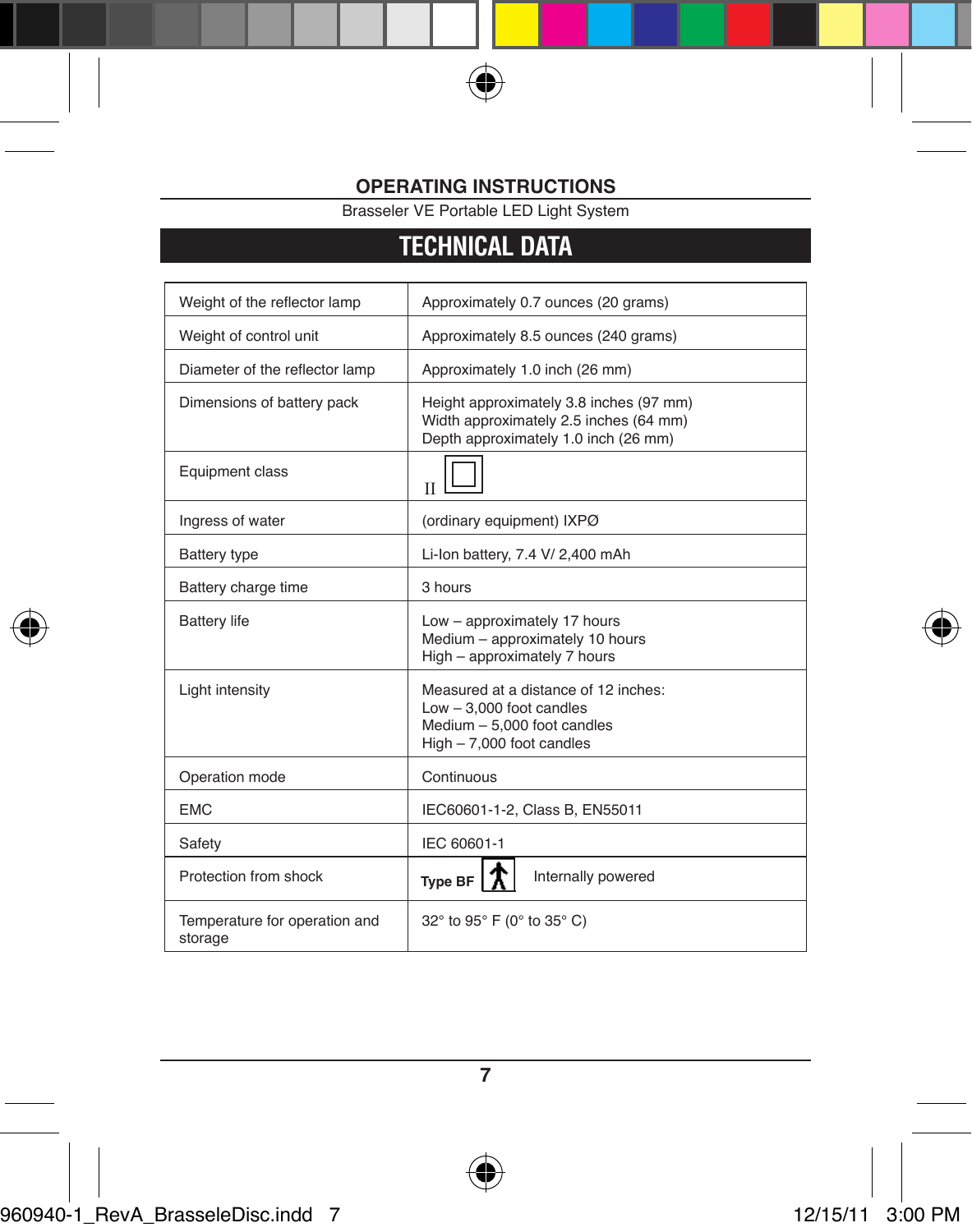## OPERATING INSTRUCTIONS

Brasseler VE Portable LED Light System

# TECHNICAL DATA

| | |
|---|---|
| Weight of the reflector lamp | Approximately 0.7 ounces (20 grams) |
| Weight of control unit | Approximately 8.5 ounces (240 grams) |
| Diameter of the reflector lamp | Approximately 1.0 inch (26 mm) |
| Dimensions of battery pack | Height approximately 3.8 inches (97 mm)<br>Width approximately 2.5 inches (64 mm)<br>Depth approximately 1.0 inch (26 mm) |
| Equipment class | II |
| Ingress of water | (ordinary equipment) IXPØ |
| Battery type | Li-Ion battery, 7.4 V/ 2,400 mAh |
| Battery charge time | 3 hours |
| Battery life | Low – approximately 17 hours<br>Medium – approximately 10 hours<br>High – approximately 7 hours |
| Light intensity | Measured at a distance of 12 inches:<br>Low – 3,000 foot candles<br>Medium – 5,000 foot candles<br>High – 7,000 foot candles |
| Operation mode | Continuous |
| EMC | IEC60601-1-2, Class B, EN55011 |
| Safety | IEC 60601-1 |
| Protection from shock | Type BF Internally powered |
| Temperature for operation and storage | 32° to 95° F (0° to 35° C) |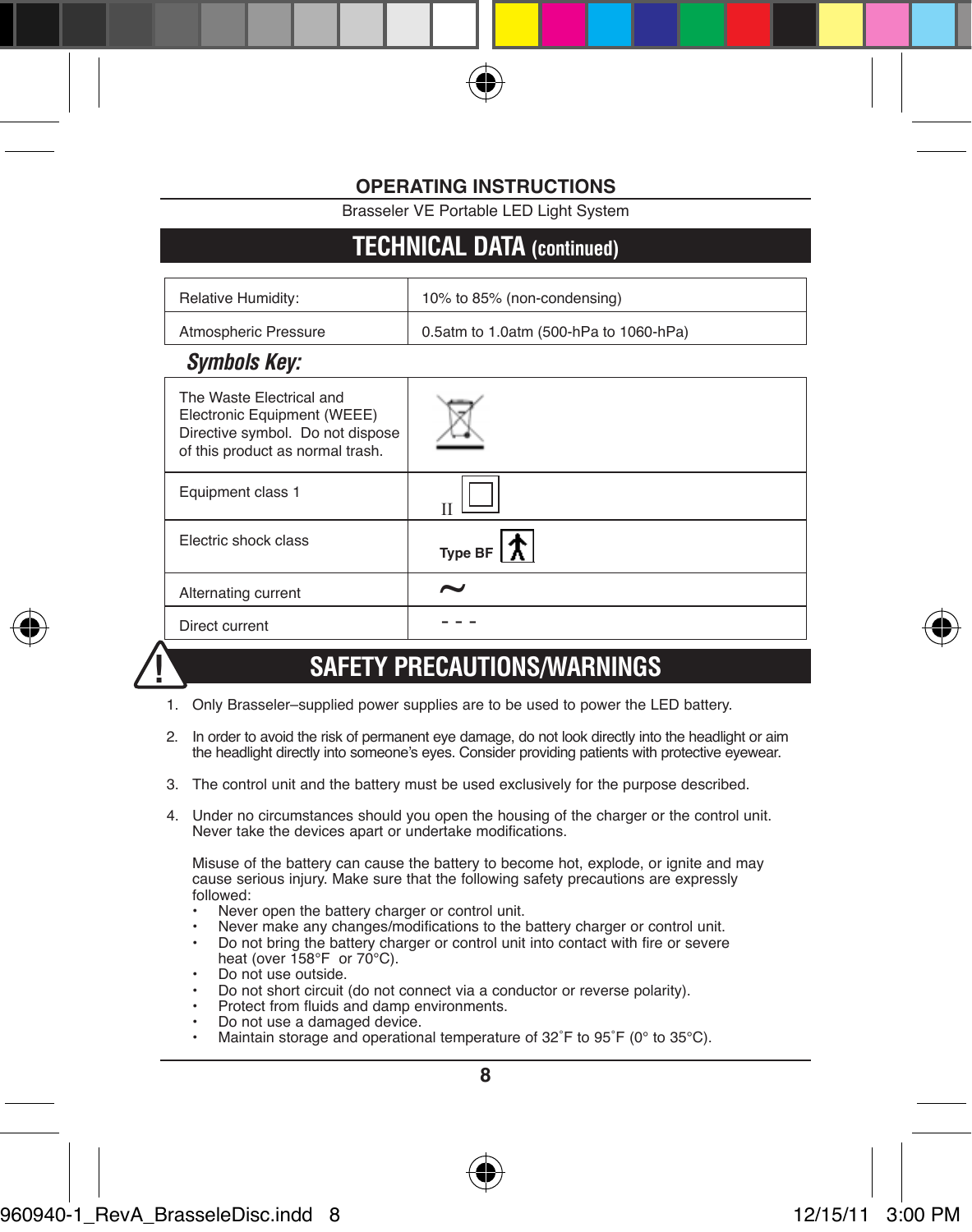**OPERATING INSTRUCTIONS**

Brasseler VE Portable LED Light System

## TECHNICAL DATA (continued)

| | |
|---|---|
| Relative Humidity: | 10% to 85% (non-condensing) |
| Atmospheric Pressure | 0.5atm to 1.0atm (500-hPa to 1060-hPa) |

### *Symbols Key:*

| | |
|---|---|
| The Waste Electrical and Electronic Equipment (WEEE) Directive symbol. Do not dispose of this product as normal trash. | |
| Equipment class 1 | II |
| Electric shock class | Type BF |
| Alternating current | ~ |
| Direct current | - - - |

## SAFETY PRECAUTIONS/WARNINGS

1. Only Brasseler–supplied power supplies are to be used to power the LED battery.
2. In order to avoid the risk of permanent eye damage, do not look directly into the headlight or aim the headlight directly into someone's eyes. Consider providing patients with protective eyewear.
3. The control unit and the battery must be used exclusively for the purpose described.
4. Under no circumstances should you open the housing of the charger or the control unit. Never take the devices apart or undertake modifications.

   Misuse of the battery can cause the battery to become hot, explode, or ignite and may cause serious injury. Make sure that the following safety precautions are expressly followed:
   - Never open the battery charger or control unit.
   - Never make any changes/modifications to the battery charger or control unit.
   - Do not bring the battery charger or control unit into contact with fire or severe heat (over 158°F or 70°C).
   - Do not use outside.
   - Do not short circuit (do not connect via a conductor or reverse polarity).
   - Protect from fluids and damp environments.
   - Do not use a damaged device.
   - Maintain storage and operational temperature of 32˚F to 95˚F (0° to 35°C).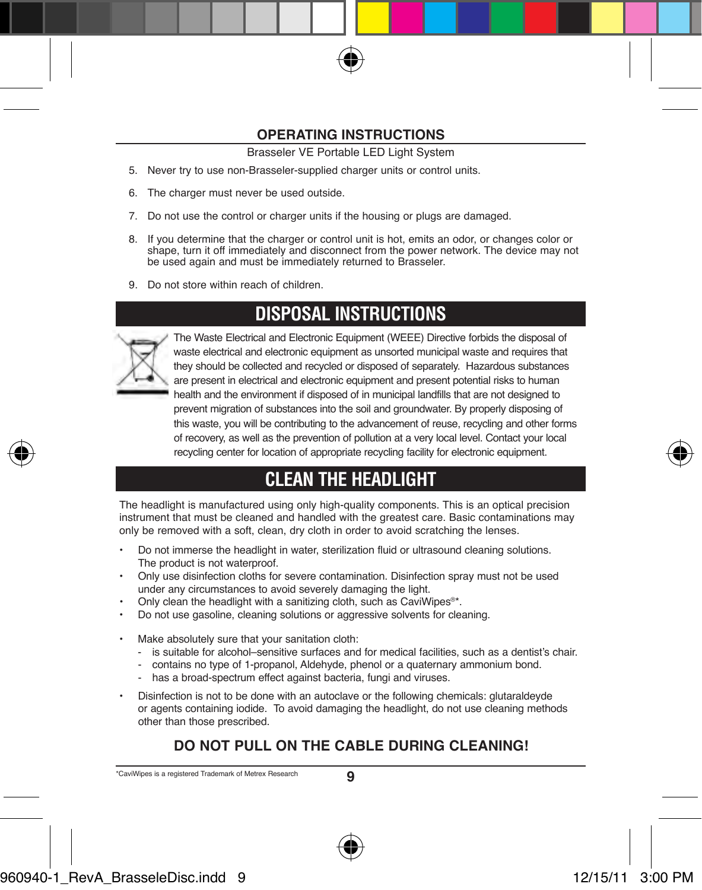## OPERATING INSTRUCTIONS

Brasseler VE Portable LED Light System

5. Never try to use non-Brasseler-supplied charger units or control units.
6. The charger must never be used outside.
7. Do not use the control or charger units if the housing or plugs are damaged.
8. If you determine that the charger or control unit is hot, emits an odor, or changes color or shape, turn it off immediately and disconnect from the power network. The device may not be used again and must be immediately returned to Brasseler.
9. Do not store within reach of children.

## DISPOSAL INSTRUCTIONS

The Waste Electrical and Electronic Equipment (WEEE) Directive forbids the disposal of waste electrical and electronic equipment as unsorted municipal waste and requires that they should be collected and recycled or disposed of separately. Hazardous substances are present in electrical and electronic equipment and present potential risks to human health and the environment if disposed of in municipal landfills that are not designed to prevent migration of substances into the soil and groundwater. By properly disposing of this waste, you will be contributing to the advancement of reuse, recycling and other forms of recovery, as well as the prevention of pollution at a very local level. Contact your local recycling center for location of appropriate recycling facility for electronic equipment.

## CLEAN THE HEADLIGHT

The headlight is manufactured using only high-quality components. This is an optical precision instrument that must be cleaned and handled with the greatest care. Basic contaminations may only be removed with a soft, clean, dry cloth in order to avoid scratching the lenses.

- Do not immerse the headlight in water, sterilization fluid or ultrasound cleaning solutions. The product is not waterproof.
- Only use disinfection cloths for severe contamination. Disinfection spray must not be used under any circumstances to avoid severely damaging the light.
- Only clean the headlight with a sanitizing cloth, such as CaviWipes®*.
- Do not use gasoline, cleaning solutions or aggressive solvents for cleaning.

- Make absolutely sure that your sanitation cloth:
  - is suitable for alcohol–sensitive surfaces and for medical facilities, such as a dentist's chair.
  - contains no type of 1-propanol, Aldehyde, phenol or a quaternary ammonium bond.
  - has a broad-spectrum effect against bacteria, fungi and viruses.
- Disinfection is not to be done with an autoclave or the following chemicals: glutaraldeyde or agents containing iodide. To avoid damaging the headlight, do not use cleaning methods other than those prescribed.

**DO NOT PULL ON THE CABLE DURING CLEANING!**

*CaviWipes is a registered Trademark of Metrex Research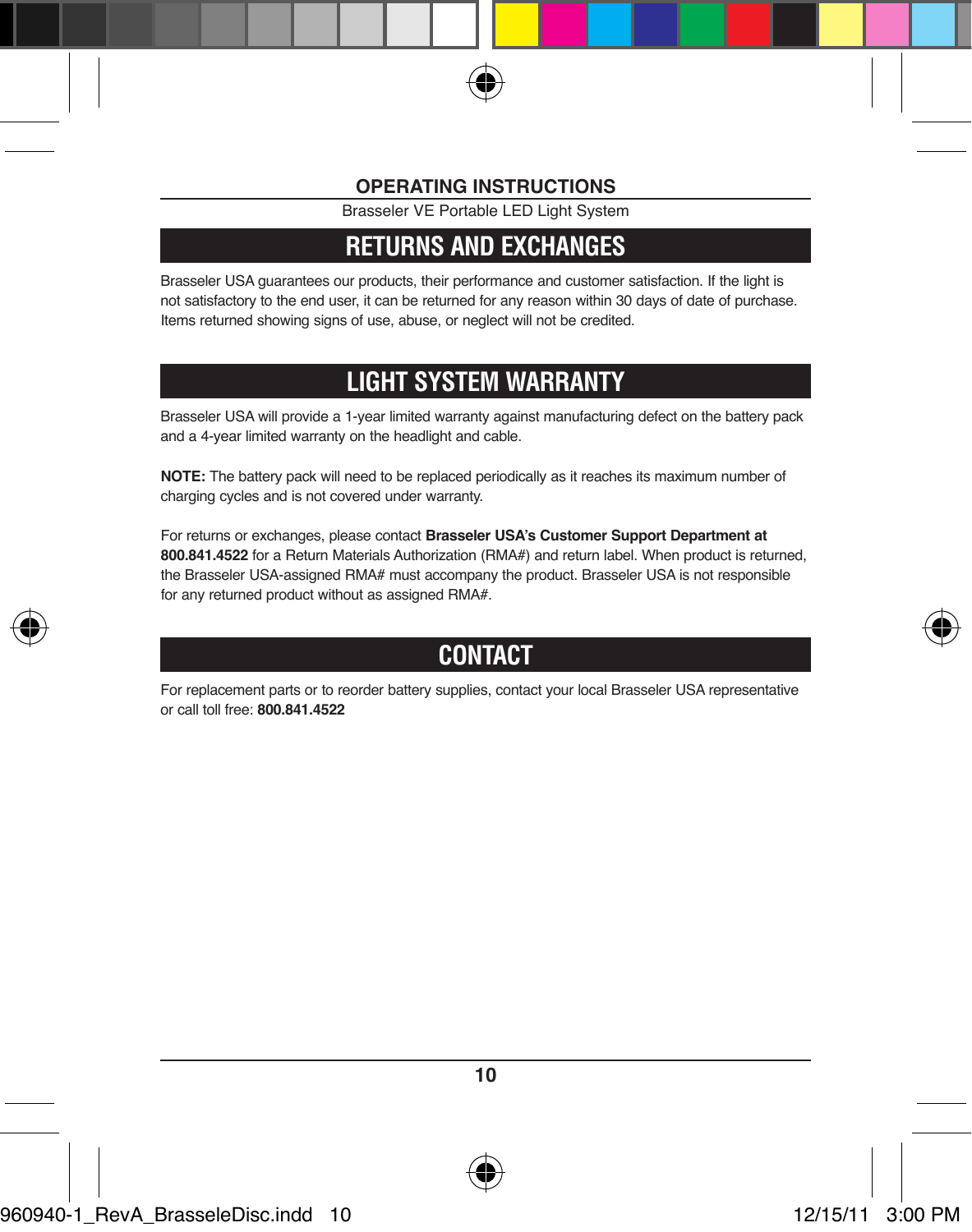## OPERATING INSTRUCTIONS

Brasseler VE Portable LED Light System

# RETURNS AND EXCHANGES

Brasseler USA guarantees our products, their performance and customer satisfaction. If the light is not satisfactory to the end user, it can be returned for any reason within 30 days of date of purchase. Items returned showing signs of use, abuse, or neglect will not be credited.

# LIGHT SYSTEM WARRANTY

Brasseler USA will provide a 1-year limited warranty against manufacturing defect on the battery pack and a 4-year limited warranty on the headlight and cable.

**NOTE:** The battery pack will need to be replaced periodically as it reaches its maximum number of charging cycles and is not covered under warranty.

For returns or exchanges, please contact **Brasseler USA's Customer Support Department at 800.841.4522** for a Return Materials Authorization (RMA#) and return label. When product is returned, the Brasseler USA-assigned RMA# must accompany the product. Brasseler USA is not responsible for any returned product without as assigned RMA#.

# CONTACT

For replacement parts or to reorder battery supplies, contact your local Brasseler USA representative or call toll free: **800.841.4522**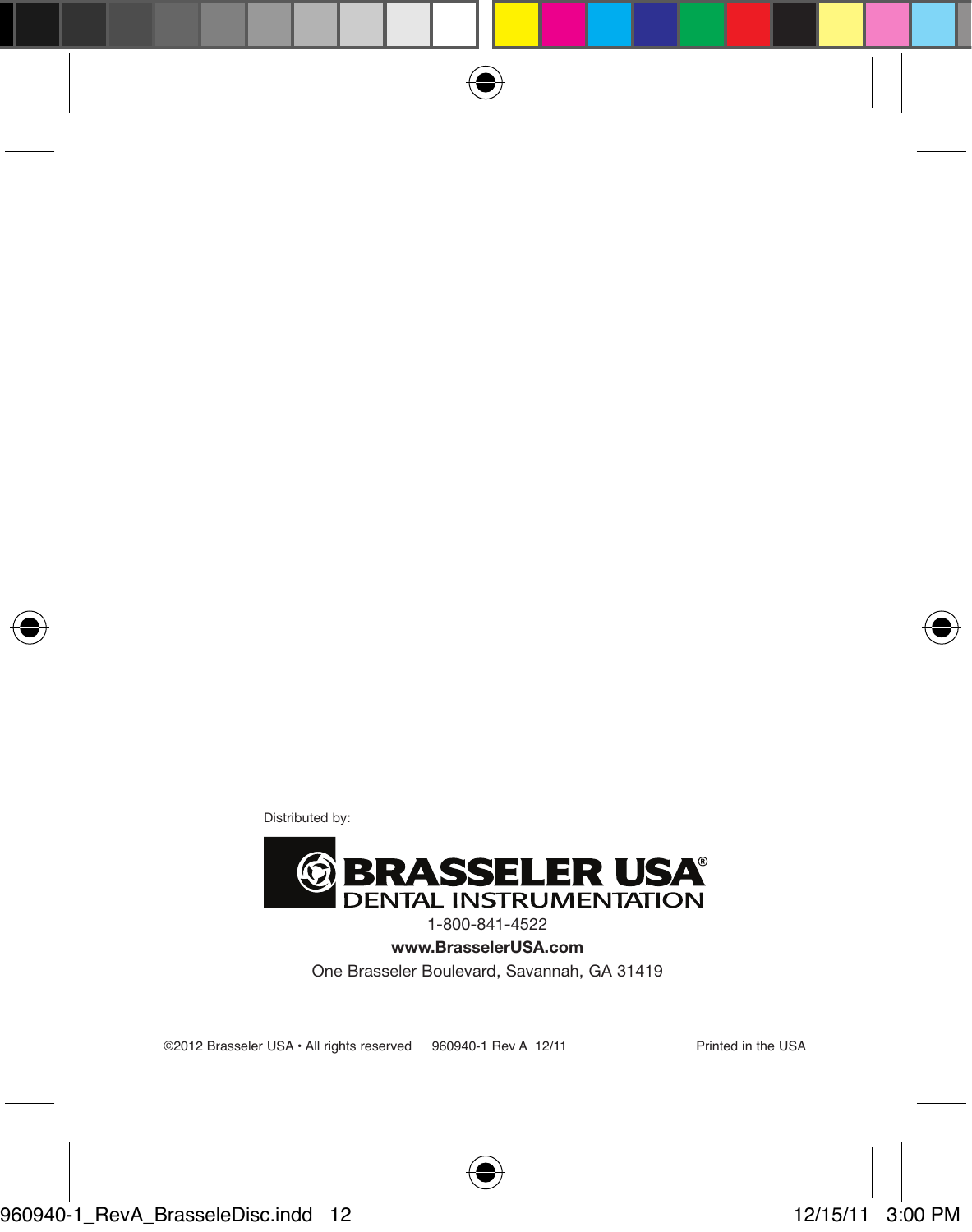Distributed by:

**BRASSELER USA®**
DENTAL INSTRUMENTATION

1-800-841-4522

**www.BrasselerUSA.com**

One Brasseler Boulevard, Savannah, GA 31419

©2012 Brasseler USA • All rights reserved 960940-1 Rev A 12/11 Printed in the USA